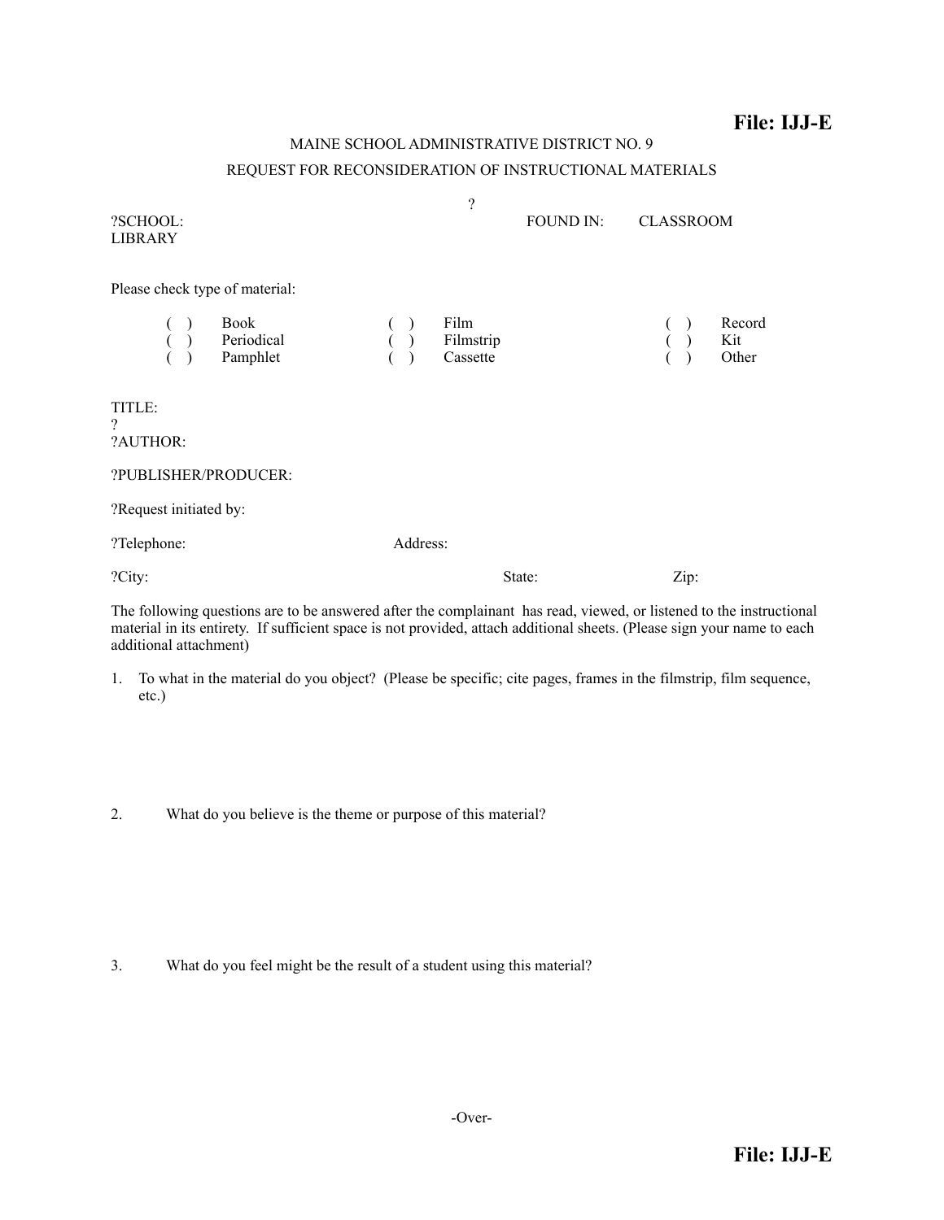**File: IJJ-E**

MAINE SCHOOL ADMINISTRATIVE DISTRICT NO. 9

REQUEST FOR RECONSIDERATION OF INSTRUCTIONAL MATERIALS

?

?SCHOOL: FOUND IN: CLASSROOM LIBRARY

Please check type of material:

| | | | | | |
|---|---|---|---|---|---|
| ( ) | Book | ( ) | Film | ( ) | Record |
| ( ) | Periodical | ( ) | Filmstrip | ( ) | Kit |
| ( ) | Pamphlet | ( ) | Cassette | ( ) | Other |

TITLE:
?
?AUTHOR:

?PUBLISHER/PRODUCER:

?Request initiated by:

?Telephone: Address:

?City: State: Zip:

The following questions are to be answered after the complainant has read, viewed, or listened to the instructional material in its entirety. If sufficient space is not provided, attach additional sheets. (Please sign your name to each additional attachment)

1. To what in the material do you object? (Please be specific; cite pages, frames in the filmstrip, film sequence, etc.)

2. What do you believe is the theme or purpose of this material?

3. What do you feel might be the result of a student using this material?

-Over-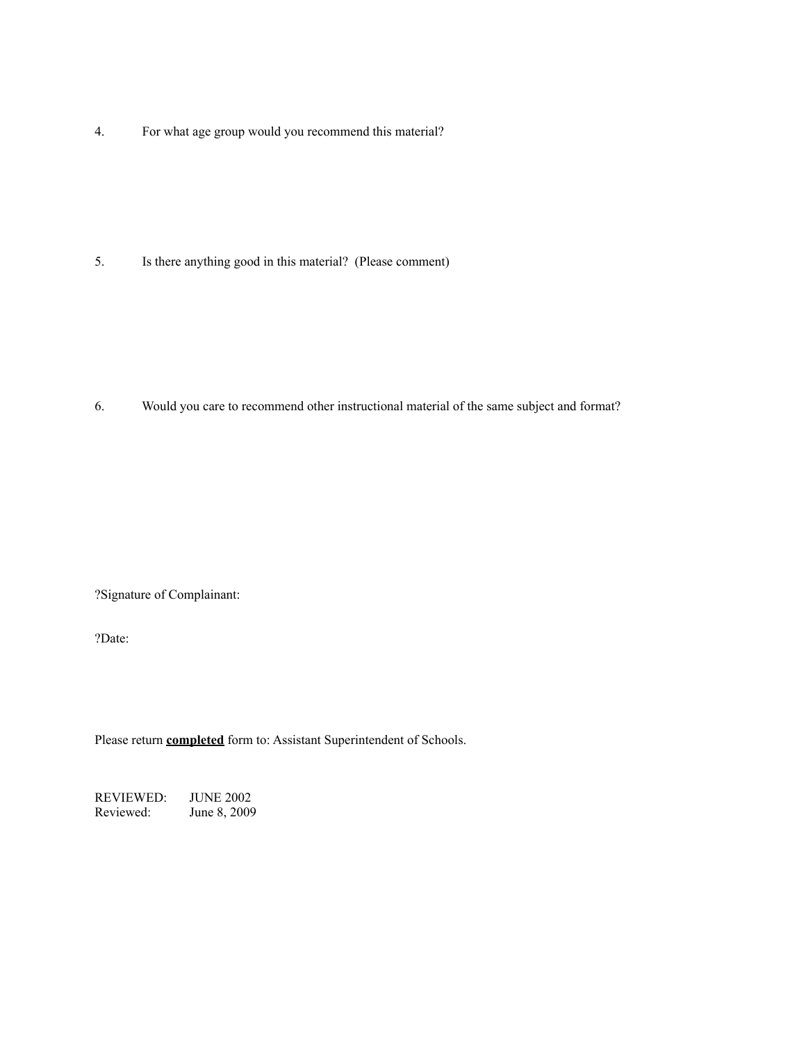4. For what age group would you recommend this material?

5. Is there anything good in this material? (Please comment)

6. Would you care to recommend other instructional material of the same subject and format?

?Signature of Complainant:

?Date:

Please return **completed** form to: Assistant Superintendent of Schools.

REVIEWED: JUNE 2002
Reviewed: June 8, 2009